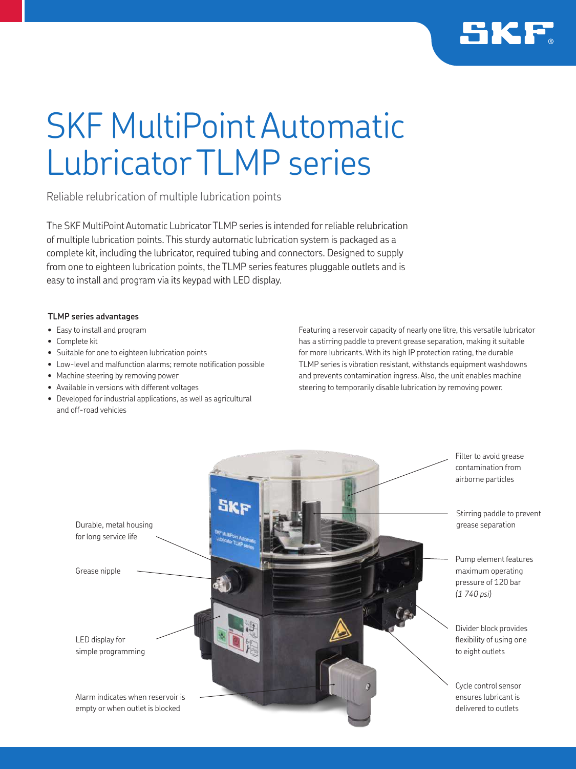# SKF MultiPoint Automatic Lubricator TLMP series

Reliable relubrication of multiple lubrication points

The SKF MultiPoint Automatic Lubricator TLMP series is intended for reliable relubrication of multiple lubrication points. This sturdy automatic lubrication system is packaged as a complete kit, including the lubricator, required tubing and connectors. Designed to supply from one to eighteen lubrication points, the TLMP series features pluggable outlets and is easy to install and program via its keypad with LED display.

**TLMP series advantages**

- Easy to install and program
- Complete kit
- Suitable for one to eighteen lubrication points
- Low-level and malfunction alarms; remote notification possible
- Machine steering by removing power
- Available in versions with different voltages
- Developed for industrial applications, as well as agricultural and off-road vehicles

Featuring a reservoir capacity of nearly one litre, this versatile lubricator has a stirring paddle to prevent grease separation, making it suitable for more lubricants. With its high IP protection rating, the durable TLMP series is vibration resistant, withstands equipment washdowns and prevents contamination ingress. Also, the unit enables machine steering to temporarily disable lubrication by removing power.

Durable, metal housing for long service life

Grease nipple

LED display for simple programming

Alarm indicates when reservoir is empty or when outlet is blocked

Filter to avoid grease contamination from airborne particles

Stirring paddle to prevent grease separation

Pump element features maximum operating pressure of 120 bar *(1 740 psi)*

Divider block provides flexibility of using one to eight outlets

Cycle control sensor ensures lubricant is delivered to outlets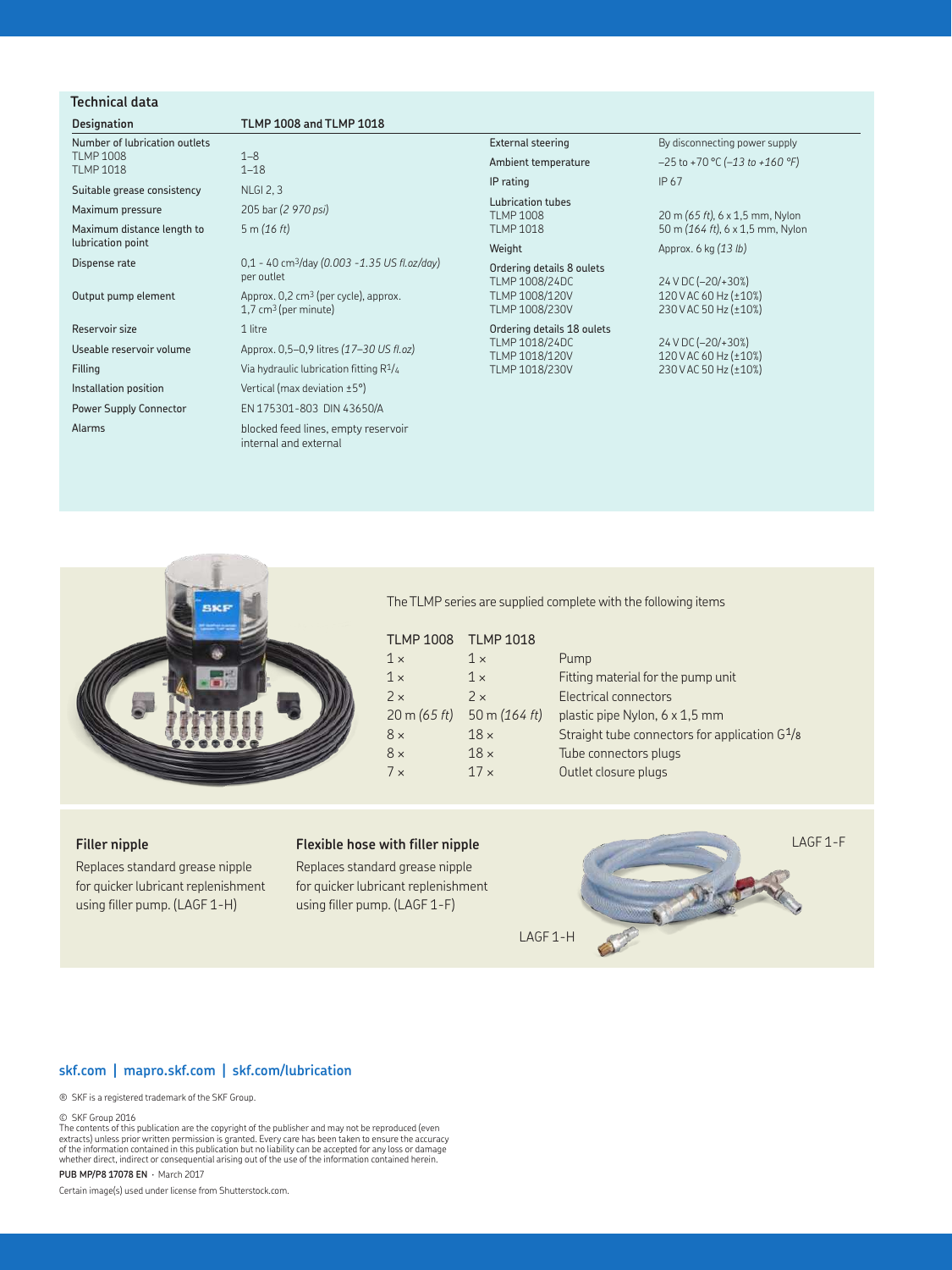## Technical data

| Designation | TLMP 1008 and TLMP 1018 |
|---|---|
| Number of lubrication outlets | |
| TLMP 1008 | 1–8 |
| TLMP 1018 | 1–18 |
| Suitable grease consistency | NLGI 2, 3 |
| Maximum pressure | 205 bar *(2 970 psi)* |
| Maximum distance length to lubrication point | 5 m *(16 ft)* |
| Dispense rate | 0,1 - 40 cm³/day *(0.003 -1.35 US fl.oz/day)* per outlet |
| Output pump element | Approx. 0,2 cm³ (per cycle), approx. 1,7 cm³ (per minute) |
| Reservoir size | 1 litre |
| Useable reservoir volume | Approx. 0,5–0,9 litres *(17–30 US fl.oz)* |
| Filling | Via hydraulic lubrication fitting R1/4 |
| Installation position | Vertical (max deviation ±5°) |
| Power Supply Connector | EN 175301-803 DIN 43650/A |
| Alarms | blocked feed lines, empty reservoir internal and external |
| External steering | By disconnecting power supply |
| Ambient temperature | –25 to +70 °C *(–13 to +160 °F)* |
| IP rating | IP 67 |
| Lubrication tubes | |
| TLMP 1008 | 20 m *(65 ft)*, 6 x 1,5 mm, Nylon |
| TLMP 1018 | 50 m *(164 ft)*, 6 x 1,5 mm, Nylon |
| Weight | Approx. 6 kg *(13 lb)* |
| Ordering details 8 oulets | |
| TLMP 1008/24DC | 24 V DC (–20/+30%) |
| TLMP 1008/120V | 120 V AC 60 Hz (±10%) |
| TLMP 1008/230V | 230 V AC 50 Hz (±10%) |
| Ordering details 18 oulets | |
| TLMP 1018/24DC | 24 V DC (–20/+30%) |
| TLMP 1018/120V | 120 V AC 60 Hz (±10%) |
| TLMP 1018/230V | 230 V AC 50 Hz (±10%) |

The TLMP series are supplied complete with the following items

| TLMP 1008 | TLMP 1018 | |
|---|---|---|
| 1 × | 1 × | Pump |
| 1 × | 1 × | Fitting material for the pump unit |
| 2 × | 2 × | Electrical connectors |
| 20 m *(65 ft)* | 50 m *(164 ft)* | plastic pipe Nylon, 6 x 1,5 mm |
| 8 × | 18 × | Straight tube connectors for application G1/8 |
| 8 × | 18 × | Tube connectors plugs |
| 7 × | 17 × | Outlet closure plugs |

### Filler nipple

Replaces standard grease nipple for quicker lubricant replenishment using filler pump. (LAGF 1-H)

### Flexible hose with filler nipple

Replaces standard grease nipple for quicker lubricant replenishment using filler pump. (LAGF 1-F)

LAGF 1-F

LAGF 1-H

**skf.com | mapro.skf.com | skf.com/lubrication**

® SKF is a registered trademark of the SKF Group.

© SKF Group 2016
The contents of this publication are the copyright of the publisher and may not be reproduced (even extracts) unless prior written permission is granted. Every care has been taken to ensure the accuracy of the information contained in this publication but no liability can be accepted for any loss or damage whether direct, indirect or consequential arising out of the use of the information contained herein.

**PUB MP/P8 17078 EN** · March 2017

Certain image(s) used under license from Shutterstock.com.